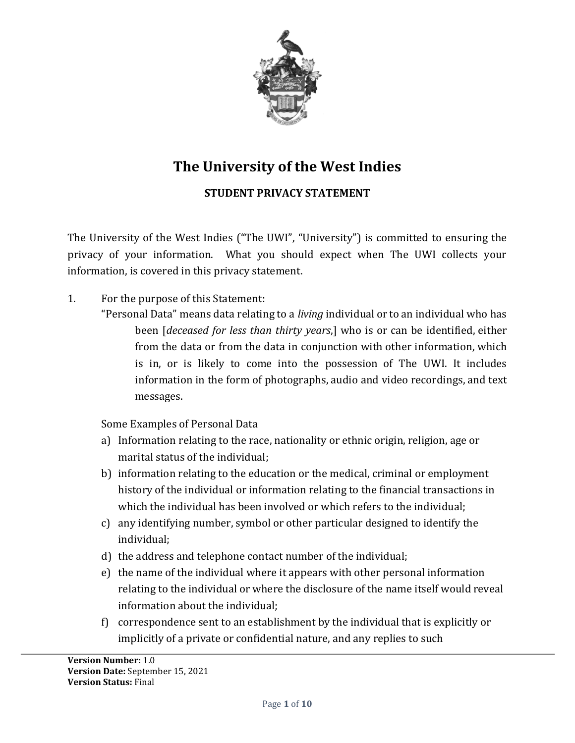# The University of the West Indies

## STUDENT PRIVACY STATEMENT

The University of the West Indies ("The UWI", "University") is committed to ensuring the privacy of your information. What you should expect when The UWI collects your information, is covered in this privacy statement.

1. For the purpose of this Statement:

   "Personal Data" means data relating to a *living* individual or to an individual who has been [*deceased for less than thirty years*,] who is or can be identified, either from the data or from the data in conjunction with other information, which is in, or is likely to come into the possession of The UWI. It includes information in the form of photographs, audio and video recordings, and text messages.

   Some Examples of Personal Data

   a) Information relating to the race, nationality or ethnic origin, religion, age or marital status of the individual;
   b) information relating to the education or the medical, criminal or employment history of the individual or information relating to the financial transactions in which the individual has been involved or which refers to the individual;
   c) any identifying number, symbol or other particular designed to identify the individual;
   d) the address and telephone contact number of the individual;
   e) the name of the individual where it appears with other personal information relating to the individual or where the disclosure of the name itself would reveal information about the individual;
   f) correspondence sent to an establishment by the individual that is explicitly or implicitly of a private or confidential nature, and any replies to such

**Version Number:** 1.0
**Version Date:** September 15, 2021
**Version Status:** Final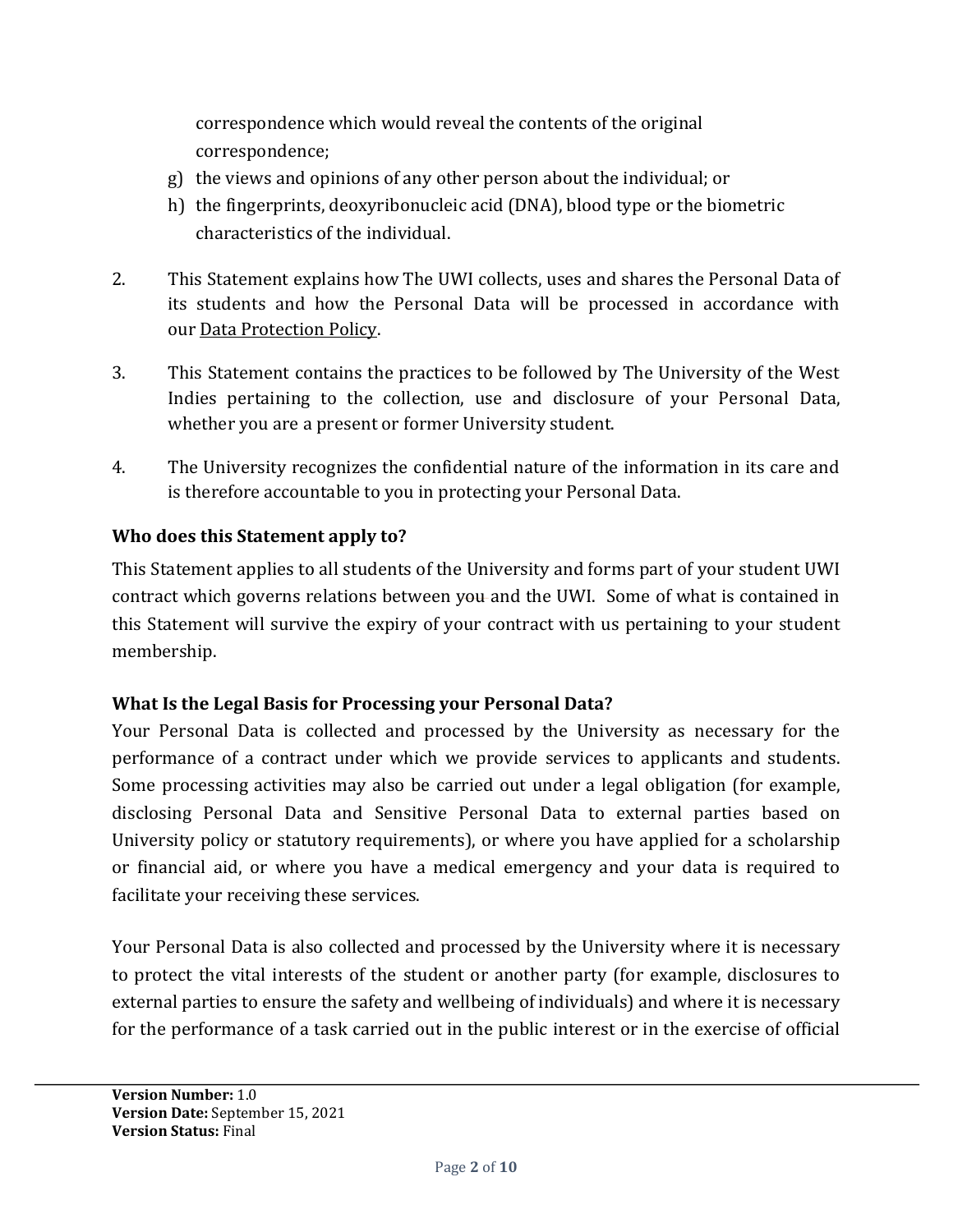correspondence which would reveal the contents of the original correspondence;

g) the views and opinions of any other person about the individual; or

h) the fingerprints, deoxyribonucleic acid (DNA), blood type or the biometric characteristics of the individual.

2. This Statement explains how The UWI collects, uses and shares the Personal Data of its students and how the Personal Data will be processed in accordance with our Data Protection Policy.

3. This Statement contains the practices to be followed by The University of the West Indies pertaining to the collection, use and disclosure of your Personal Data, whether you are a present or former University student.

4. The University recognizes the confidential nature of the information in its care and is therefore accountable to you in protecting your Personal Data.

**Who does this Statement apply to?**

This Statement applies to all students of the University and forms part of your student UWI contract which governs relations between you and the UWI. Some of what is contained in this Statement will survive the expiry of your contract with us pertaining to your student membership.

**What Is the Legal Basis for Processing your Personal Data?**

Your Personal Data is collected and processed by the University as necessary for the performance of a contract under which we provide services to applicants and students. Some processing activities may also be carried out under a legal obligation (for example, disclosing Personal Data and Sensitive Personal Data to external parties based on University policy or statutory requirements), or where you have applied for a scholarship or financial aid, or where you have a medical emergency and your data is required to facilitate your receiving these services.

Your Personal Data is also collected and processed by the University where it is necessary to protect the vital interests of the student or another party (for example, disclosures to external parties to ensure the safety and wellbeing of individuals) and where it is necessary for the performance of a task carried out in the public interest or in the exercise of official

**Version Number:** 1.0
**Version Date:** September 15, 2021
**Version Status:** Final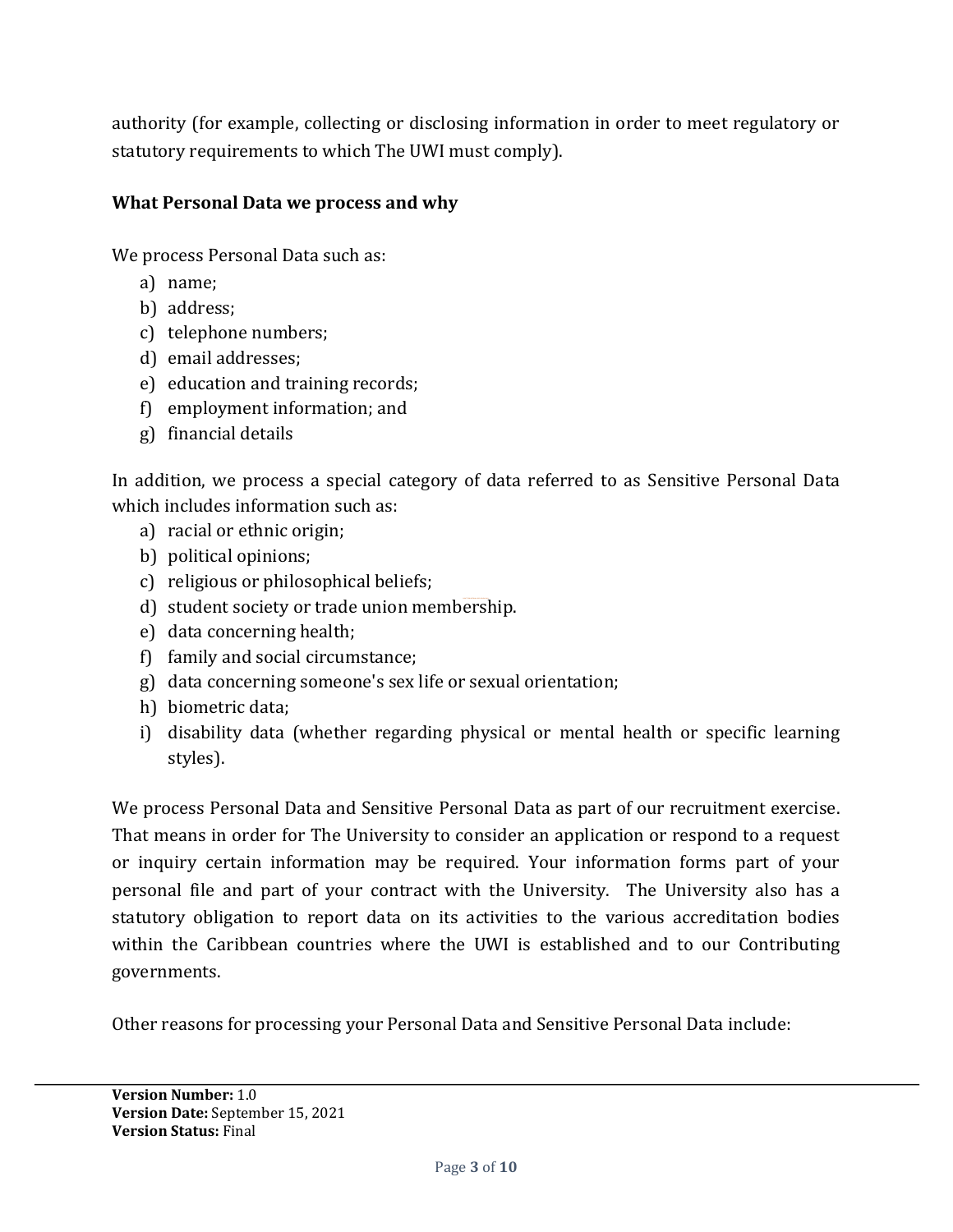authority (for example, collecting or disclosing information in order to meet regulatory or statutory requirements to which The UWI must comply).

**What Personal Data we process and why**

We process Personal Data such as:

a) name;
b) address;
c) telephone numbers;
d) email addresses;
e) education and training records;
f) employment information; and
g) financial details

In addition, we process a special category of data referred to as Sensitive Personal Data which includes information such as:

a) racial or ethnic origin;
b) political opinions;
c) religious or philosophical beliefs;
d) student society or trade union membership.
e) data concerning health;
f) family and social circumstance;
g) data concerning someone's sex life or sexual orientation;
h) biometric data;
i) disability data (whether regarding physical or mental health or specific learning styles).

We process Personal Data and Sensitive Personal Data as part of our recruitment exercise. That means in order for The University to consider an application or respond to a request or inquiry certain information may be required. Your information forms part of your personal file and part of your contract with the University. The University also has a statutory obligation to report data on its activities to the various accreditation bodies within the Caribbean countries where the UWI is established and to our Contributing governments.

Other reasons for processing your Personal Data and Sensitive Personal Data include:

**Version Number:** 1.0
**Version Date:** September 15, 2021
**Version Status:** Final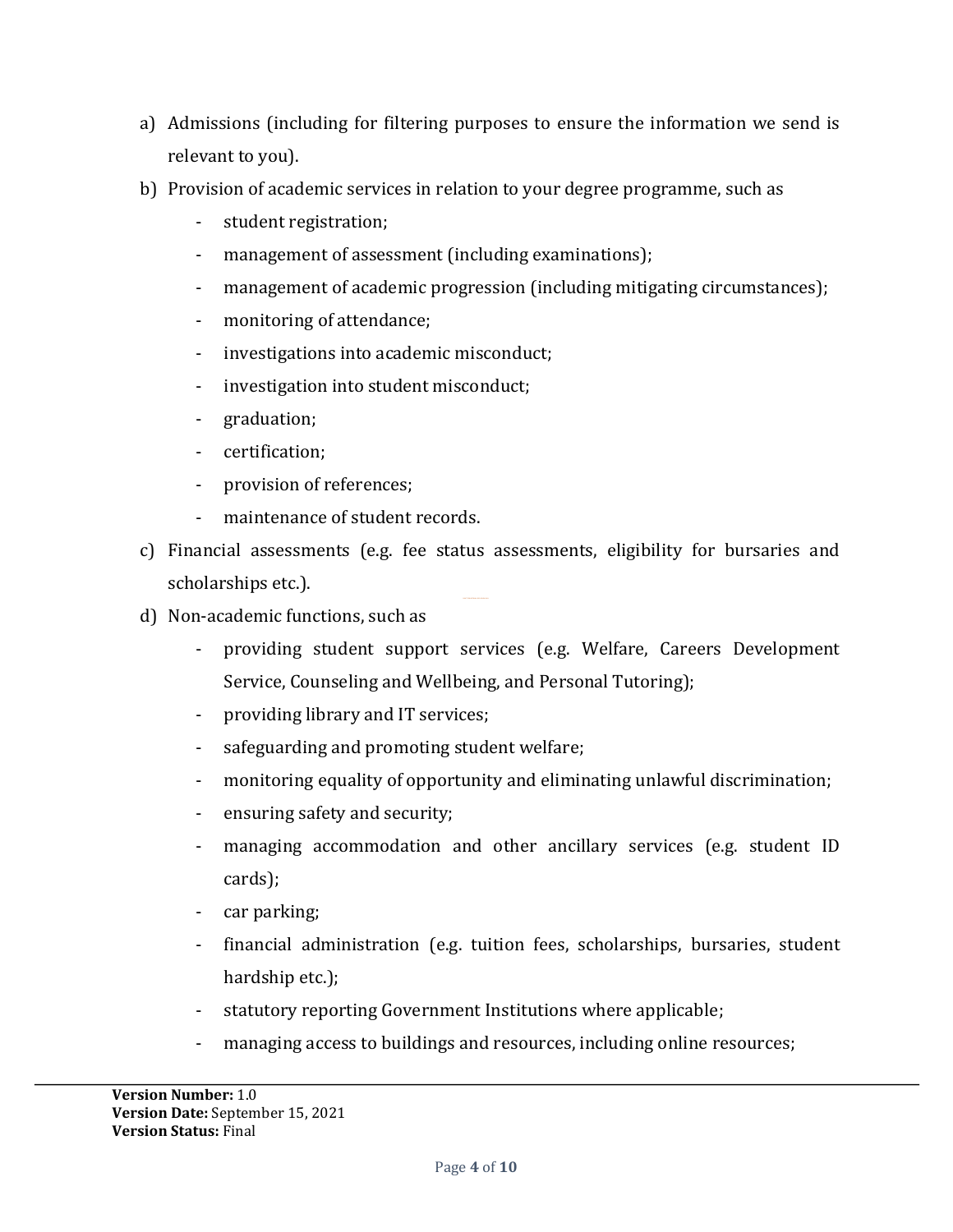a) Admissions (including for filtering purposes to ensure the information we send is relevant to you).

b) Provision of academic services in relation to your degree programme, such as
   - student registration;
   - management of assessment (including examinations);
   - management of academic progression (including mitigating circumstances);
   - monitoring of attendance;
   - investigations into academic misconduct;
   - investigation into student misconduct;
   - graduation;
   - certification;
   - provision of references;
   - maintenance of student records.

c) Financial assessments (e.g. fee status assessments, eligibility for bursaries and scholarships etc.).

d) Non-academic functions, such as
   - providing student support services (e.g. Welfare, Careers Development Service, Counseling and Wellbeing, and Personal Tutoring);
   - providing library and IT services;
   - safeguarding and promoting student welfare;
   - monitoring equality of opportunity and eliminating unlawful discrimination;
   - ensuring safety and security;
   - managing accommodation and other ancillary services (e.g. student ID cards);
   - car parking;
   - financial administration (e.g. tuition fees, scholarships, bursaries, student hardship etc.);
   - statutory reporting Government Institutions where applicable;
   - managing access to buildings and resources, including online resources;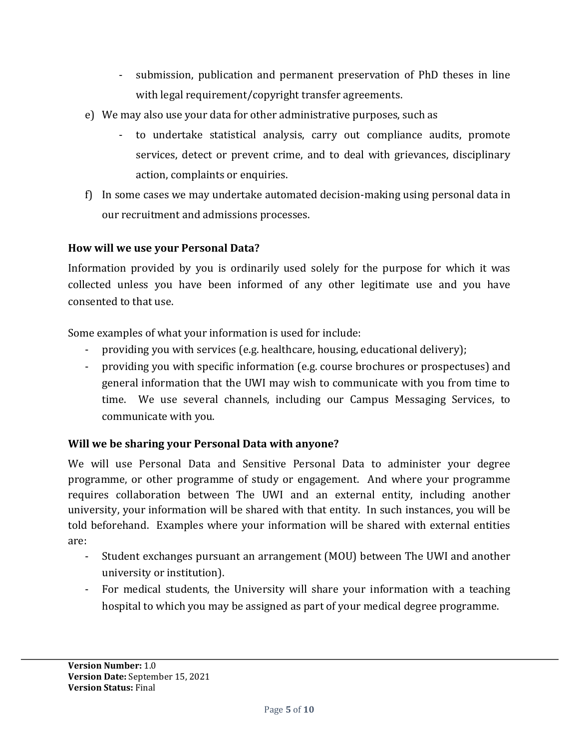- submission, publication and permanent preservation of PhD theses in line with legal requirement/copyright transfer agreements.

e) We may also use your data for other administrative purposes, such as
   - to undertake statistical analysis, carry out compliance audits, promote services, detect or prevent crime, and to deal with grievances, disciplinary action, complaints or enquiries.

f) In some cases we may undertake automated decision-making using personal data in our recruitment and admissions processes.

**How will we use your Personal Data?**

Information provided by you is ordinarily used solely for the purpose for which it was collected unless you have been informed of any other legitimate use and you have consented to that use.

Some examples of what your information is used for include:

- providing you with services (e.g. healthcare, housing, educational delivery);
- providing you with specific information (e.g. course brochures or prospectuses) and general information that the UWI may wish to communicate with you from time to time. We use several channels, including our Campus Messaging Services, to communicate with you.

**Will we be sharing your Personal Data with anyone?**

We will use Personal Data and Sensitive Personal Data to administer your degree programme, or other programme of study or engagement. And where your programme requires collaboration between The UWI and an external entity, including another university, your information will be shared with that entity. In such instances, you will be told beforehand. Examples where your information will be shared with external entities are:

- Student exchanges pursuant an arrangement (MOU) between The UWI and another university or institution).
- For medical students, the University will share your information with a teaching hospital to which you may be assigned as part of your medical degree programme.

**Version Number:** 1.0
**Version Date:** September 15, 2021
**Version Status:** Final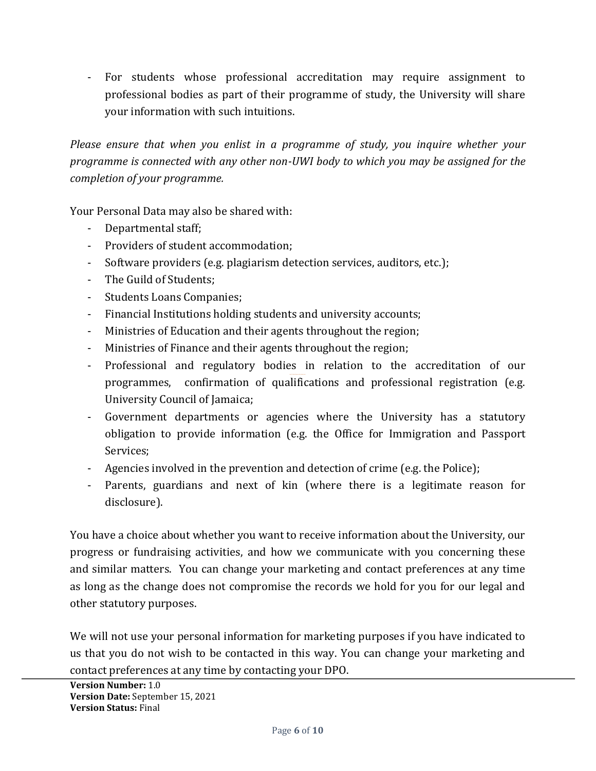- For students whose professional accreditation may require assignment to professional bodies as part of their programme of study, the University will share your information with such intuitions.

*Please ensure that when you enlist in a programme of study, you inquire whether your programme is connected with any other non-UWI body to which you may be assigned for the completion of your programme.*

Your Personal Data may also be shared with:

- Departmental staff;
- Providers of student accommodation;
- Software providers (e.g. plagiarism detection services, auditors, etc.);
- The Guild of Students;
- Students Loans Companies;
- Financial Institutions holding students and university accounts;
- Ministries of Education and their agents throughout the region;
- Ministries of Finance and their agents throughout the region;
- Professional and regulatory bodies in relation to the accreditation of our programmes, confirmation of qualifications and professional registration (e.g. University Council of Jamaica;
- Government departments or agencies where the University has a statutory obligation to provide information (e.g. the Office for Immigration and Passport Services;
- Agencies involved in the prevention and detection of crime (e.g. the Police);
- Parents, guardians and next of kin (where there is a legitimate reason for disclosure).

You have a choice about whether you want to receive information about the University, our progress or fundraising activities, and how we communicate with you concerning these and similar matters. You can change your marketing and contact preferences at any time as long as the change does not compromise the records we hold for you for our legal and other statutory purposes.

We will not use your personal information for marketing purposes if you have indicated to us that you do not wish to be contacted in this way. You can change your marketing and contact preferences at any time by contacting your DPO.

**Version Number:** 1.0
**Version Date:** September 15, 2021
**Version Status:** Final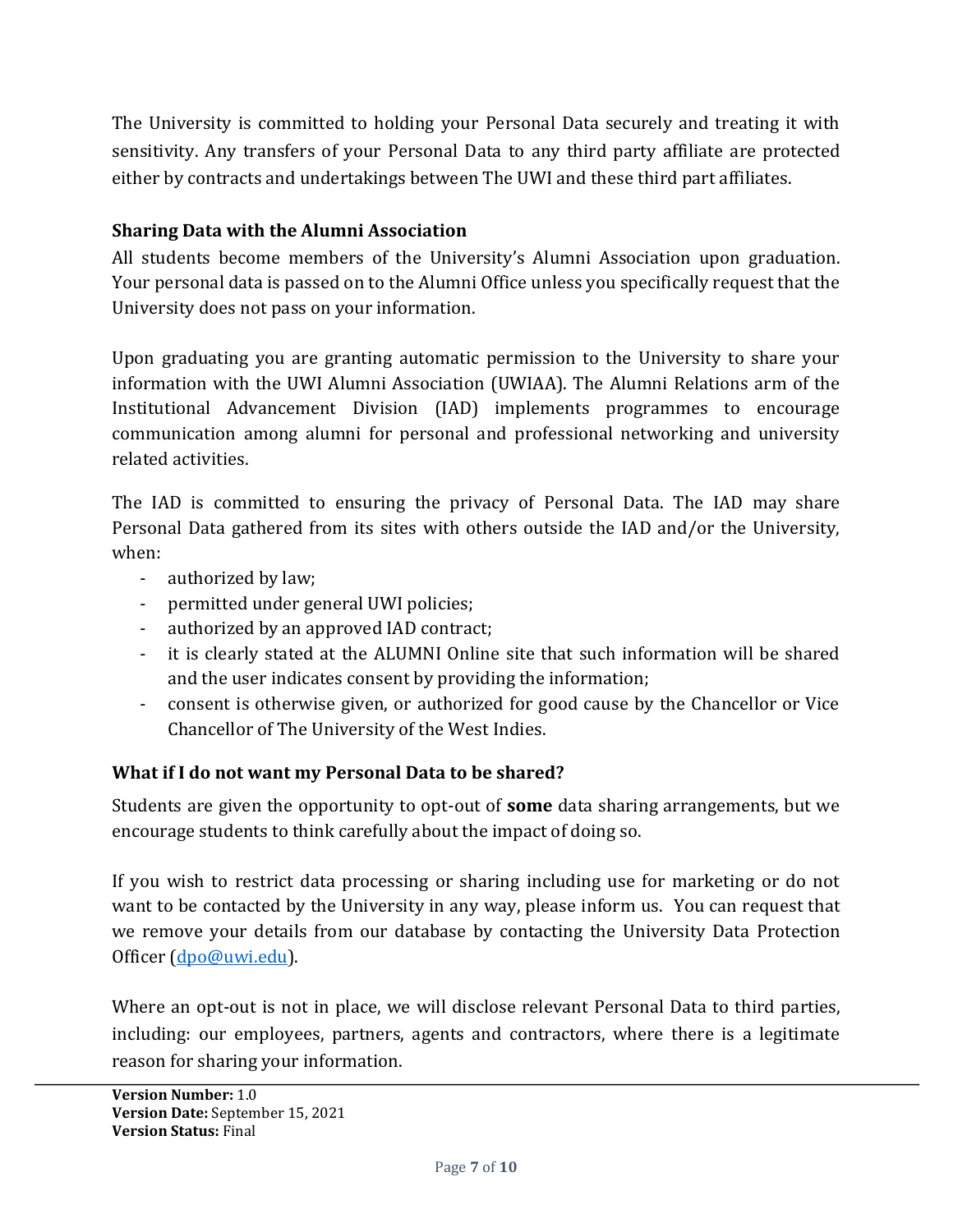The University is committed to holding your Personal Data securely and treating it with sensitivity. Any transfers of your Personal Data to any third party affiliate are protected either by contracts and undertakings between The UWI and these third part affiliates.

### Sharing Data with the Alumni Association

All students become members of the University's Alumni Association upon graduation. Your personal data is passed on to the Alumni Office unless you specifically request that the University does not pass on your information.

Upon graduating you are granting automatic permission to the University to share your information with the UWI Alumni Association (UWIAA). The Alumni Relations arm of the Institutional Advancement Division (IAD) implements programmes to encourage communication among alumni for personal and professional networking and university related activities.

The IAD is committed to ensuring the privacy of Personal Data. The IAD may share Personal Data gathered from its sites with others outside the IAD and/or the University, when:

- authorized by law;
- permitted under general UWI policies;
- authorized by an approved IAD contract;
- it is clearly stated at the ALUMNI Online site that such information will be shared and the user indicates consent by providing the information;
- consent is otherwise given, or authorized for good cause by the Chancellor or Vice Chancellor of The University of the West Indies.

### What if I do not want my Personal Data to be shared?

Students are given the opportunity to opt-out of **some** data sharing arrangements, but we encourage students to think carefully about the impact of doing so.

If you wish to restrict data processing or sharing including use for marketing or do not want to be contacted by the University in any way, please inform us. You can request that we remove your details from our database by contacting the University Data Protection Officer (dpo@uwi.edu).

Where an opt-out is not in place, we will disclose relevant Personal Data to third parties, including: our employees, partners, agents and contractors, where there is a legitimate reason for sharing your information.

**Version Number:** 1.0
**Version Date:** September 15, 2021
**Version Status:** Final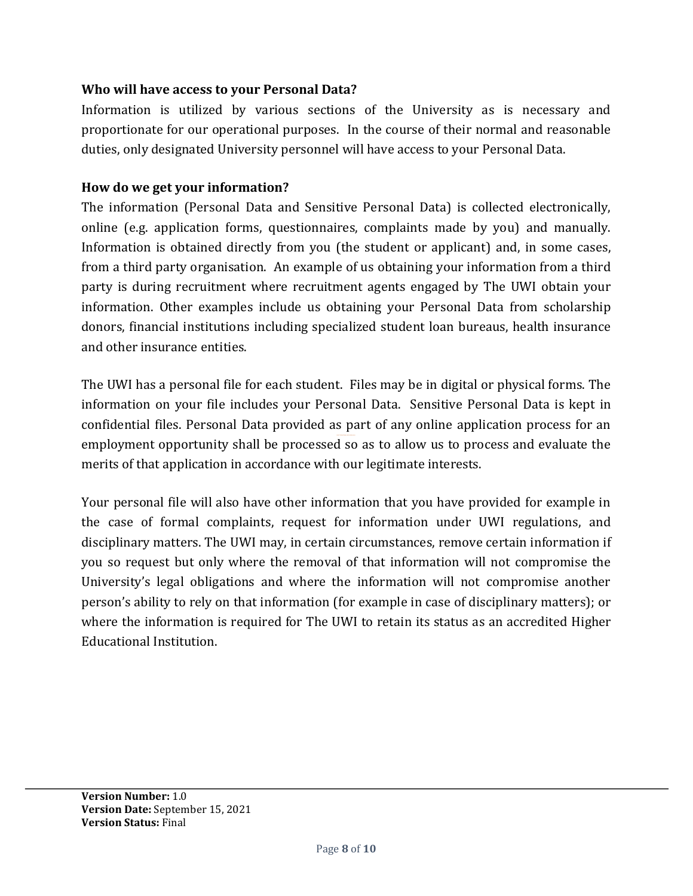**Who will have access to your Personal Data?**

Information is utilized by various sections of the University as is necessary and proportionate for our operational purposes. In the course of their normal and reasonable duties, only designated University personnel will have access to your Personal Data.

**How do we get your information?**

The information (Personal Data and Sensitive Personal Data) is collected electronically, online (e.g. application forms, questionnaires, complaints made by you) and manually. Information is obtained directly from you (the student or applicant) and, in some cases, from a third party organisation. An example of us obtaining your information from a third party is during recruitment where recruitment agents engaged by The UWI obtain your information. Other examples include us obtaining your Personal Data from scholarship donors, financial institutions including specialized student loan bureaus, health insurance and other insurance entities.

The UWI has a personal file for each student. Files may be in digital or physical forms. The information on your file includes your Personal Data. Sensitive Personal Data is kept in confidential files. Personal Data provided as part of any online application process for an employment opportunity shall be processed so as to allow us to process and evaluate the merits of that application in accordance with our legitimate interests.

Your personal file will also have other information that you have provided for example in the case of formal complaints, request for information under UWI regulations, and disciplinary matters. The UWI may, in certain circumstances, remove certain information if you so request but only where the removal of that information will not compromise the University's legal obligations and where the information will not compromise another person's ability to rely on that information (for example in case of disciplinary matters); or where the information is required for The UWI to retain its status as an accredited Higher Educational Institution.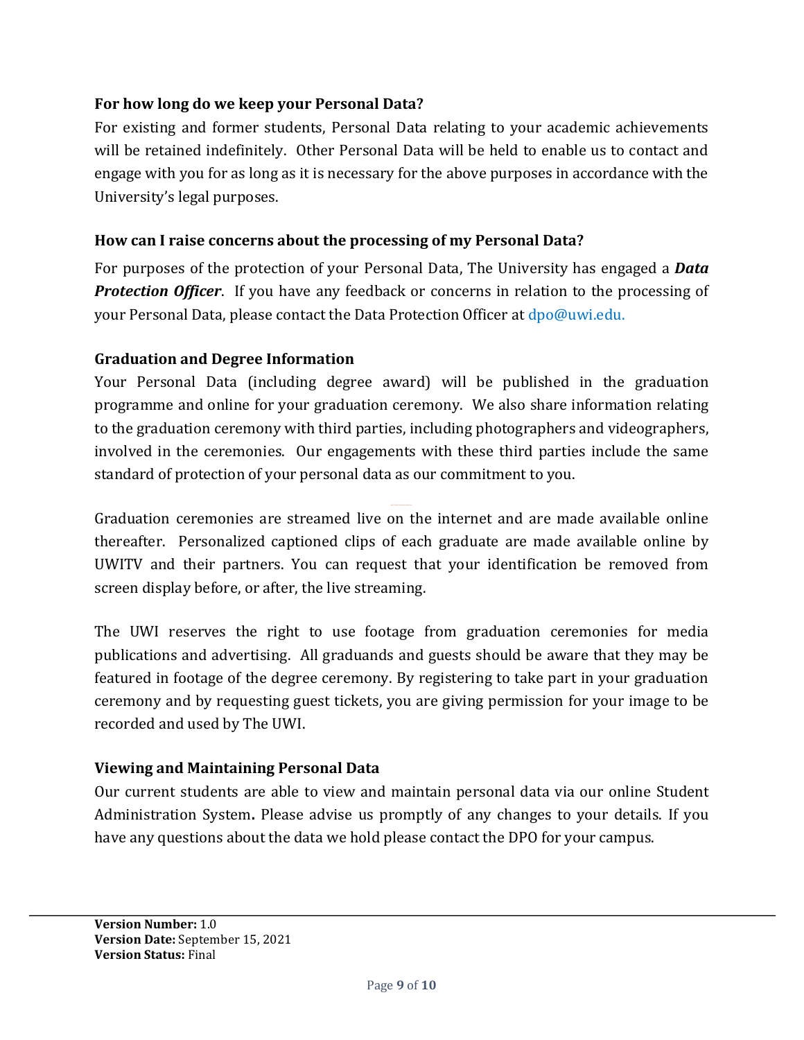### For how long do we keep your Personal Data?

For existing and former students, Personal Data relating to your academic achievements will be retained indefinitely. Other Personal Data will be held to enable us to contact and engage with you for as long as it is necessary for the above purposes in accordance with the University's legal purposes.

### How can I raise concerns about the processing of my Personal Data?

For purposes of the protection of your Personal Data, The University has engaged a ***Data Protection Officer***. If you have any feedback or concerns in relation to the processing of your Personal Data, please contact the Data Protection Officer at dpo@uwi.edu.

### Graduation and Degree Information

Your Personal Data (including degree award) will be published in the graduation programme and online for your graduation ceremony. We also share information relating to the graduation ceremony with third parties, including photographers and videographers, involved in the ceremonies. Our engagements with these third parties include the same standard of protection of your personal data as our commitment to you.

Graduation ceremonies are streamed live on the internet and are made available online thereafter. Personalized captioned clips of each graduate are made available online by UWITV and their partners. You can request that your identification be removed from screen display before, or after, the live streaming.

The UWI reserves the right to use footage from graduation ceremonies for media publications and advertising. All graduands and guests should be aware that they may be featured in footage of the degree ceremony. By registering to take part in your graduation ceremony and by requesting guest tickets, you are giving permission for your image to be recorded and used by The UWI.

### Viewing and Maintaining Personal Data

Our current students are able to view and maintain personal data via our online Student Administration System**.** Please advise us promptly of any changes to your details. If you have any questions about the data we hold please contact the DPO for your campus.

**Version Number:** 1.0
**Version Date:** September 15, 2021
**Version Status:** Final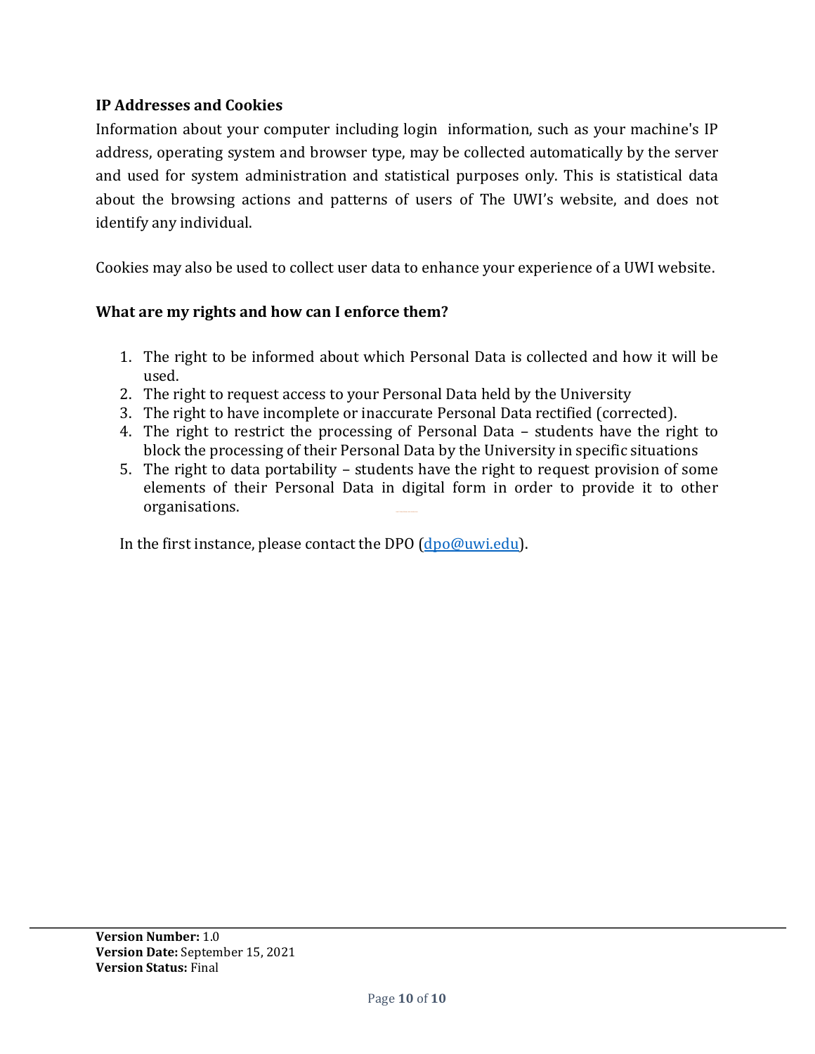### IP Addresses and Cookies

Information about your computer including login information, such as your machine's IP address, operating system and browser type, may be collected automatically by the server and used for system administration and statistical purposes only. This is statistical data about the browsing actions and patterns of users of The UWI's website, and does not identify any individual.

Cookies may also be used to collect user data to enhance your experience of a UWI website.

### What are my rights and how can I enforce them?

1. The right to be informed about which Personal Data is collected and how it will be used.
2. The right to request access to your Personal Data held by the University
3. The right to have incomplete or inaccurate Personal Data rectified (corrected).
4. The right to restrict the processing of Personal Data – students have the right to block the processing of their Personal Data by the University in specific situations
5. The right to data portability – students have the right to request provision of some elements of their Personal Data in digital form in order to provide it to other organisations.

In the first instance, please contact the DPO (dpo@uwi.edu).

**Version Number:** 1.0
**Version Date:** September 15, 2021
**Version Status:** Final